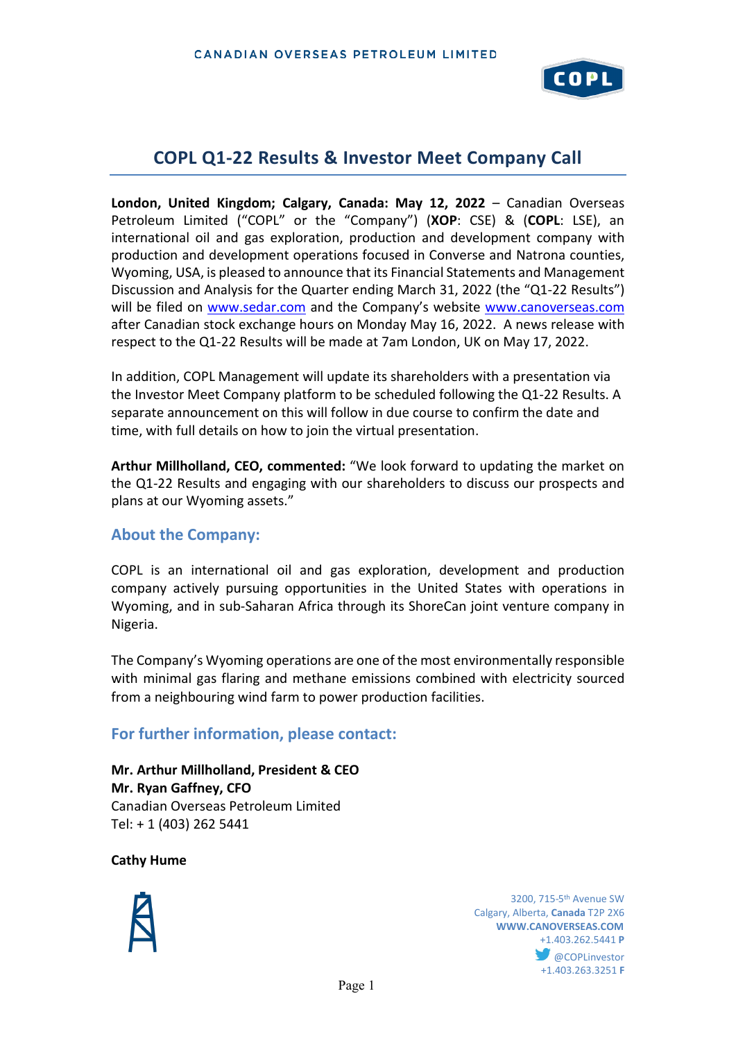# COPL Q1-22 Results & Investor Meet Company Call

**London, United Kingdom; Calgary, Canada: May 12, 2022** – Canadian Overseas Petroleum Limited ("COPL" or the "Company") (**XOP**: CSE) & (**COPL**: LSE), an international oil and gas exploration, production and development company with production and development operations focused in Converse and Natrona counties, Wyoming, USA, is pleased to announce that its Financial Statements and Management Discussion and Analysis for the Quarter ending March 31, 2022 (the "Q1-22 Results") will be filed on www.sedar.com and the Company's website www.canoverseas.com after Canadian stock exchange hours on Monday May 16, 2022. A news release with respect to the Q1-22 Results will be made at 7am London, UK on May 17, 2022.

In addition, COPL Management will update its shareholders with a presentation via the Investor Meet Company platform to be scheduled following the Q1-22 Results. A separate announcement on this will follow in due course to confirm the date and time, with full details on how to join the virtual presentation.

**Arthur Millholland, CEO, commented:** "We look forward to updating the market on the Q1-22 Results and engaging with our shareholders to discuss our prospects and plans at our Wyoming assets."

## About the Company:

COPL is an international oil and gas exploration, development and production company actively pursuing opportunities in the United States with operations in Wyoming, and in sub-Saharan Africa through its ShoreCan joint venture company in Nigeria.

The Company's Wyoming operations are one of the most environmentally responsible with minimal gas flaring and methane emissions combined with electricity sourced from a neighbouring wind farm to power production facilities.

## For further information, please contact:

**Mr. Arthur Millholland, President & CEO**
**Mr. Ryan Gaffney, CFO**
Canadian Overseas Petroleum Limited
Tel: + 1 (403) 262 5441

**Cathy Hume**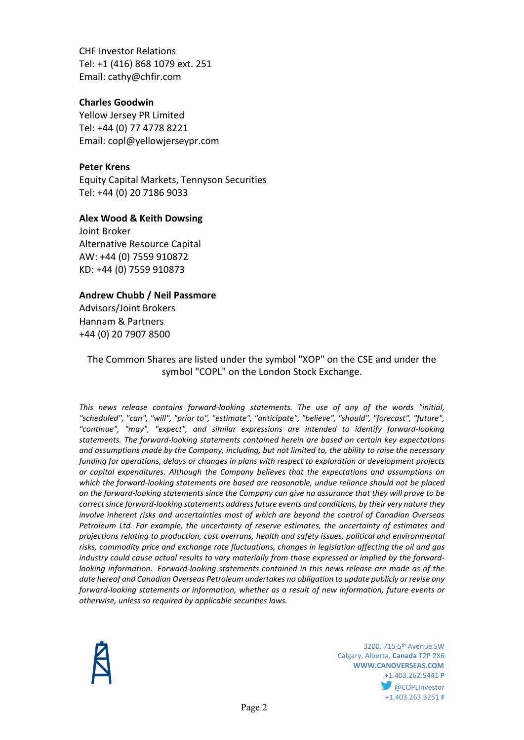CHF Investor Relations
Tel: +1 (416) 868 1079 ext. 251
Email: cathy@chfir.com

**Charles Goodwin**
Yellow Jersey PR Limited
Tel: +44 (0) 77 4778 8221
Email: copl@yellowjerseypr.com

**Peter Krens**
Equity Capital Markets, Tennyson Securities
Tel: +44 (0) 20 7186 9033

**Alex Wood & Keith Dowsing**
Joint Broker
Alternative Resource Capital
AW: +44 (0) 7559 910872
KD: +44 (0) 7559 910873

**Andrew Chubb / Neil Passmore**
Advisors/Joint Brokers
Hannam & Partners
+44 (0) 20 7907 8500

The Common Shares are listed under the symbol "XOP" on the CSE and under the symbol "COPL" on the London Stock Exchange.

*This news release contains forward-looking statements. The use of any of the words "initial, "scheduled", "can", "will", "prior to", "estimate", "anticipate", "believe", "should", "forecast", "future", "continue", "may", "expect", and similar expressions are intended to identify forward-looking statements. The forward-looking statements contained herein are based on certain key expectations and assumptions made by the Company, including, but not limited to, the ability to raise the necessary funding for operations, delays or changes in plans with respect to exploration or development projects or capital expenditures. Although the Company believes that the expectations and assumptions on which the forward-looking statements are based are reasonable, undue reliance should not be placed on the forward-looking statements since the Company can give no assurance that they will prove to be correct since forward-looking statements address future events and conditions, by their very nature they involve inherent risks and uncertainties most of which are beyond the control of Canadian Overseas Petroleum Ltd. For example, the uncertainty of reserve estimates, the uncertainty of estimates and projections relating to production, cost overruns, health and safety issues, political and environmental risks, commodity price and exchange rate fluctuations, changes in legislation affecting the oil and gas industry could cause actual results to vary materially from those expressed or implied by the forward-looking information. Forward-looking statements contained in this news release are made as of the date hereof and Canadian Overseas Petroleum undertakes no obligation to update publicly or revise any forward-looking statements or information, whether as a result of new information, future events or otherwise, unless so required by applicable securities laws.*

3200, 715-5th Avenue SW
Calgary, Alberta, **Canada** T2P 2X6
**WWW.CANOVERSEAS.COM**
+1.403.262.5441 **P**
@COPLinvestor
+1.403.263.3251 **F**